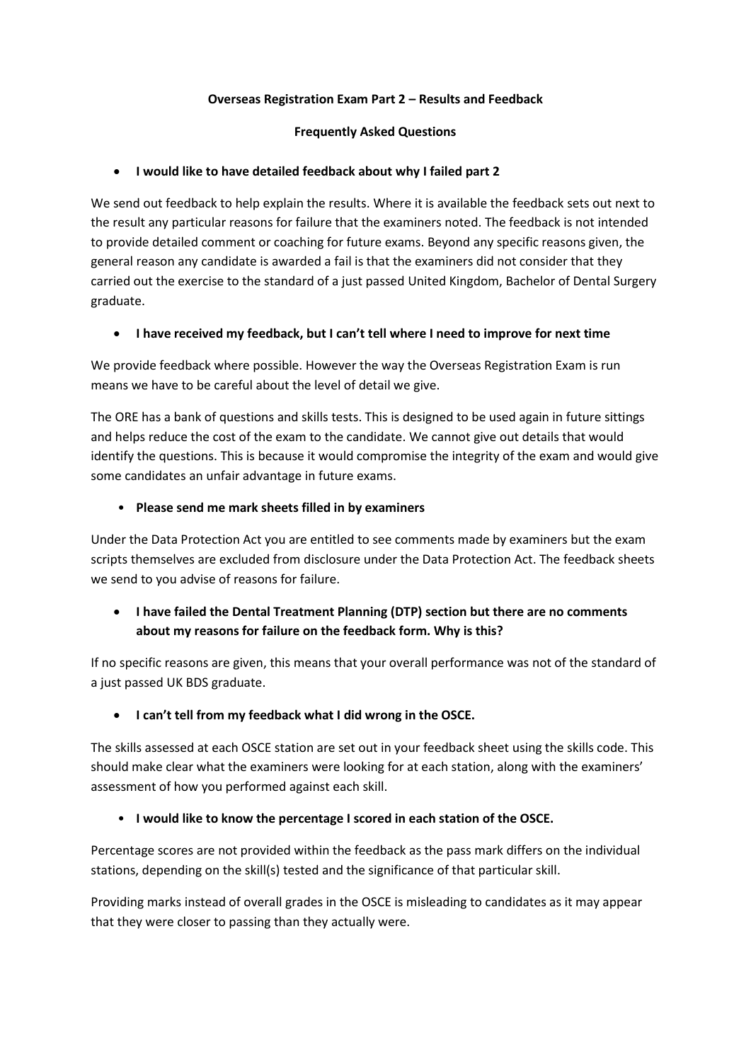**Overseas Registration Exam Part 2 – Results and Feedback**

**Frequently Asked Questions**

- **I would like to have detailed feedback about why I failed part 2**

We send out feedback to help explain the results. Where it is available the feedback sets out next to the result any particular reasons for failure that the examiners noted. The feedback is not intended to provide detailed comment or coaching for future exams. Beyond any specific reasons given, the general reason any candidate is awarded a fail is that the examiners did not consider that they carried out the exercise to the standard of a just passed United Kingdom, Bachelor of Dental Surgery graduate.

- **I have received my feedback, but I can't tell where I need to improve for next time**

We provide feedback where possible. However the way the Overseas Registration Exam is run means we have to be careful about the level of detail we give.

The ORE has a bank of questions and skills tests. This is designed to be used again in future sittings and helps reduce the cost of the exam to the candidate. We cannot give out details that would identify the questions. This is because it would compromise the integrity of the exam and would give some candidates an unfair advantage in future exams.

- **Please send me mark sheets filled in by examiners**

Under the Data Protection Act you are entitled to see comments made by examiners but the exam scripts themselves are excluded from disclosure under the Data Protection Act. The feedback sheets we send to you advise of reasons for failure.

- **I have failed the Dental Treatment Planning (DTP) section but there are no comments about my reasons for failure on the feedback form. Why is this?**

If no specific reasons are given, this means that your overall performance was not of the standard of a just passed UK BDS graduate.

- **I can't tell from my feedback what I did wrong in the OSCE.**

The skills assessed at each OSCE station are set out in your feedback sheet using the skills code. This should make clear what the examiners were looking for at each station, along with the examiners' assessment of how you performed against each skill.

- **I would like to know the percentage I scored in each station of the OSCE.**

Percentage scores are not provided within the feedback as the pass mark differs on the individual stations, depending on the skill(s) tested and the significance of that particular skill.

Providing marks instead of overall grades in the OSCE is misleading to candidates as it may appear that they were closer to passing than they actually were.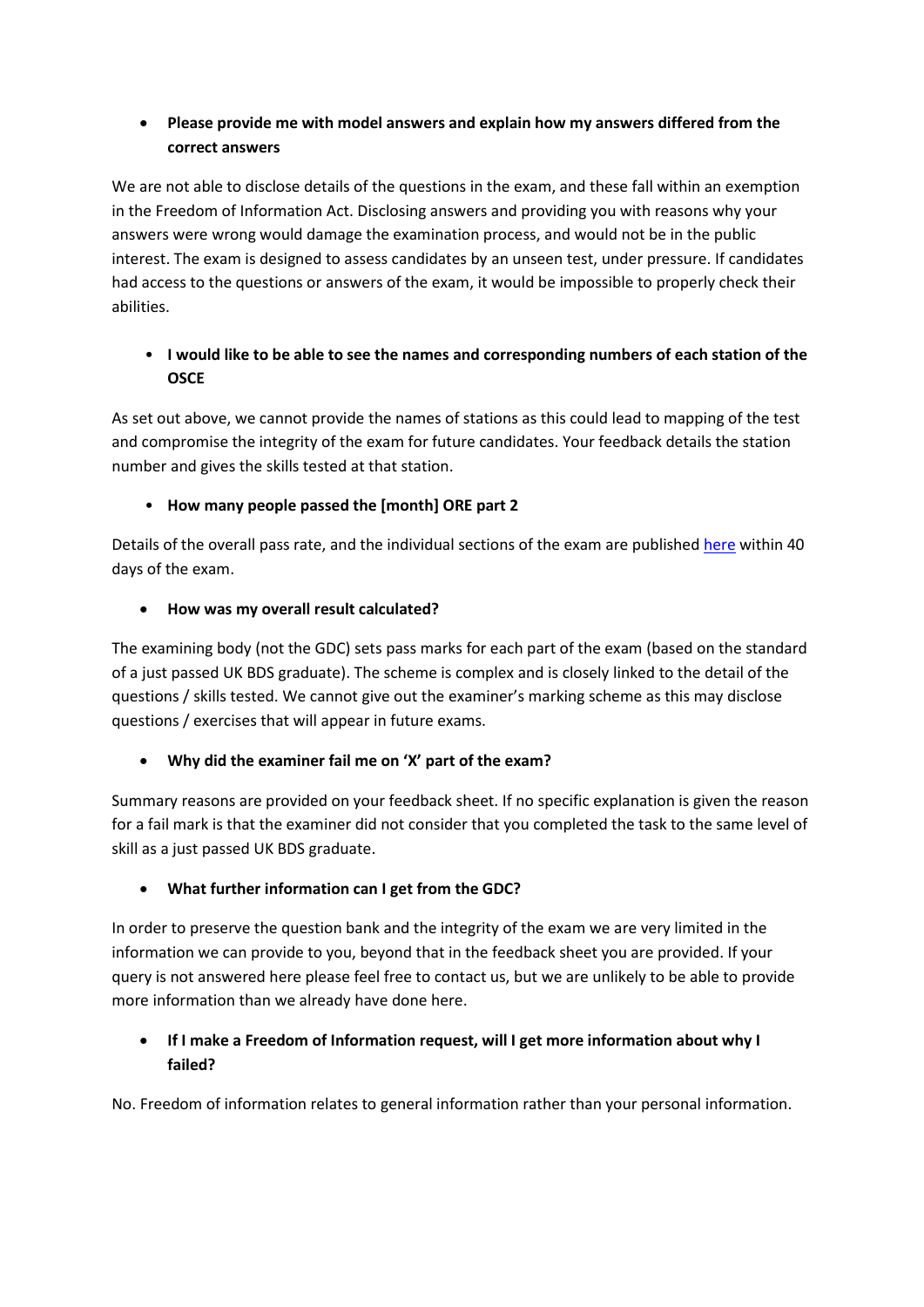- **Please provide me with model answers and explain how my answers differed from the correct answers**

We are not able to disclose details of the questions in the exam, and these fall within an exemption in the Freedom of Information Act. Disclosing answers and providing you with reasons why your answers were wrong would damage the examination process, and would not be in the public interest. The exam is designed to assess candidates by an unseen test, under pressure. If candidates had access to the questions or answers of the exam, it would be impossible to properly check their abilities.

- **I would like to be able to see the names and corresponding numbers of each station of the OSCE**

As set out above, we cannot provide the names of stations as this could lead to mapping of the test and compromise the integrity of the exam for future candidates. Your feedback details the station number and gives the skills tested at that station.

- **How many people passed the [month] ORE part 2**

Details of the overall pass rate, and the individual sections of the exam are published [here](#) within 40 days of the exam.

- **How was my overall result calculated?**

The examining body (not the GDC) sets pass marks for each part of the exam (based on the standard of a just passed UK BDS graduate). The scheme is complex and is closely linked to the detail of the questions / skills tested. We cannot give out the examiner's marking scheme as this may disclose questions / exercises that will appear in future exams.

- **Why did the examiner fail me on 'X' part of the exam?**

Summary reasons are provided on your feedback sheet. If no specific explanation is given the reason for a fail mark is that the examiner did not consider that you completed the task to the same level of skill as a just passed UK BDS graduate.

- **What further information can I get from the GDC?**

In order to preserve the question bank and the integrity of the exam we are very limited in the information we can provide to you, beyond that in the feedback sheet you are provided. If your query is not answered here please feel free to contact us, but we are unlikely to be able to provide more information than we already have done here.

- **If I make a Freedom of Information request, will I get more information about why I failed?**

No. Freedom of information relates to general information rather than your personal information.